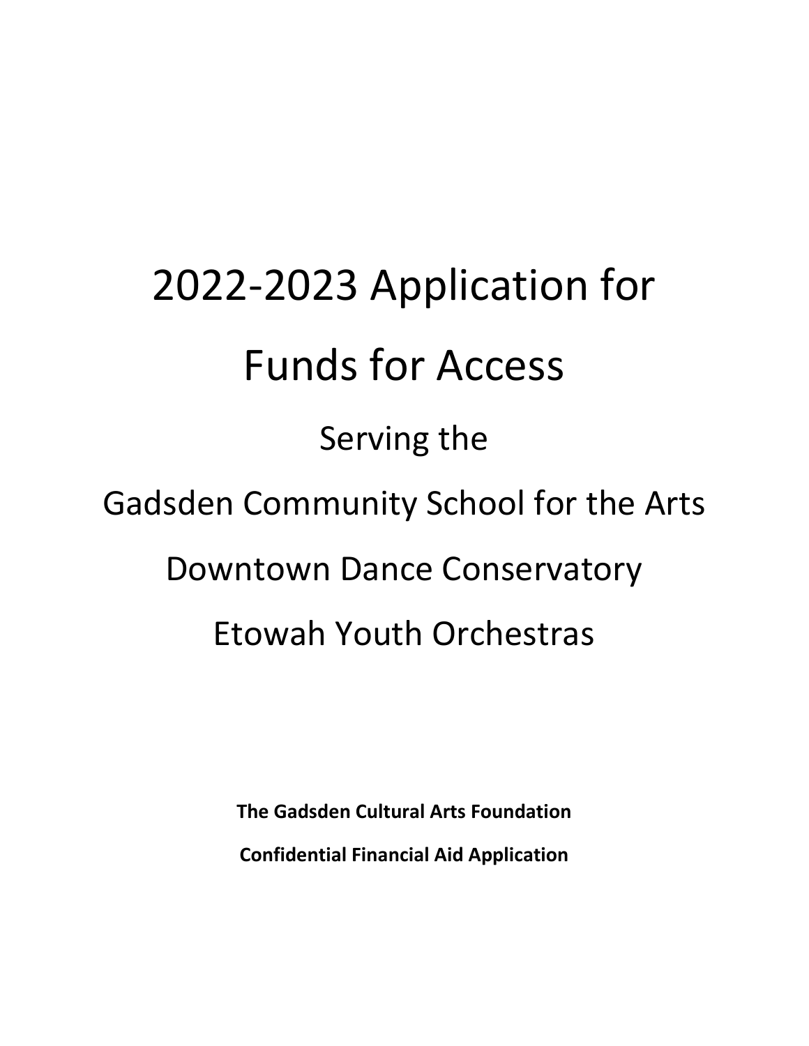# 2022-2023 Application for Funds for Access

## Serving the

## Gadsden Community School for the Arts

## Downtown Dance Conservatory

## Etowah Youth Orchestras

**The Gadsden Cultural Arts Foundation**

**Confidential Financial Aid Application**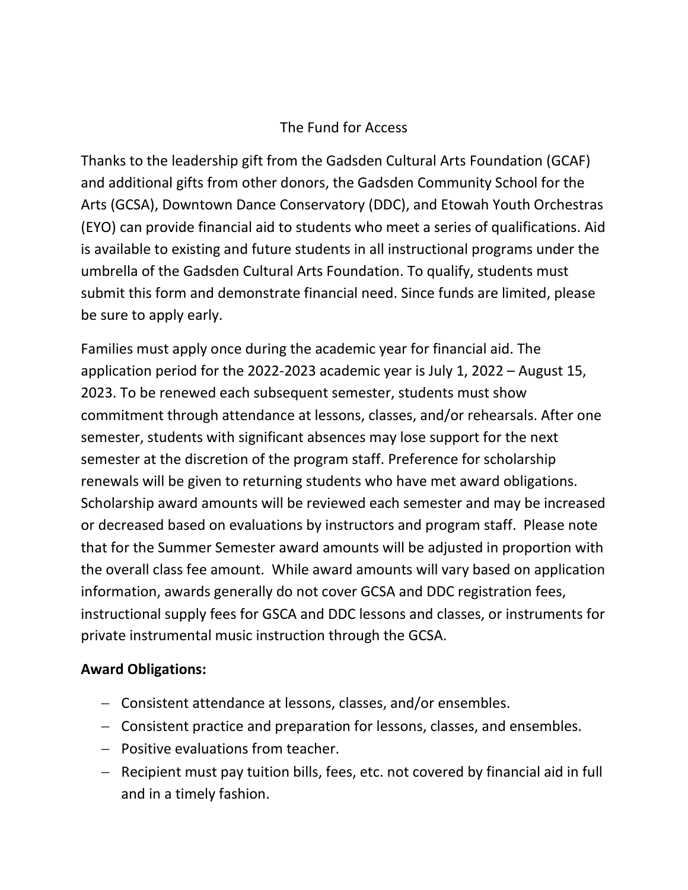# The Fund for Access

Thanks to the leadership gift from the Gadsden Cultural Arts Foundation (GCAF) and additional gifts from other donors, the Gadsden Community School for the Arts (GCSA), Downtown Dance Conservatory (DDC), and Etowah Youth Orchestras (EYO) can provide financial aid to students who meet a series of qualifications. Aid is available to existing and future students in all instructional programs under the umbrella of the Gadsden Cultural Arts Foundation. To qualify, students must submit this form and demonstrate financial need. Since funds are limited, please be sure to apply early.

Families must apply once during the academic year for financial aid. The application period for the 2022-2023 academic year is July 1, 2022 – August 15, 2023. To be renewed each subsequent semester, students must show commitment through attendance at lessons, classes, and/or rehearsals. After one semester, students with significant absences may lose support for the next semester at the discretion of the program staff. Preference for scholarship renewals will be given to returning students who have met award obligations. Scholarship award amounts will be reviewed each semester and may be increased or decreased based on evaluations by instructors and program staff. Please note that for the Summer Semester award amounts will be adjusted in proportion with the overall class fee amount. While award amounts will vary based on application information, awards generally do not cover GCSA and DDC registration fees, instructional supply fees for GSCA and DDC lessons and classes, or instruments for private instrumental music instruction through the GCSA.

**Award Obligations:**

- Consistent attendance at lessons, classes, and/or ensembles.
- Consistent practice and preparation for lessons, classes, and ensembles.
- Positive evaluations from teacher.
- Recipient must pay tuition bills, fees, etc. not covered by financial aid in full and in a timely fashion.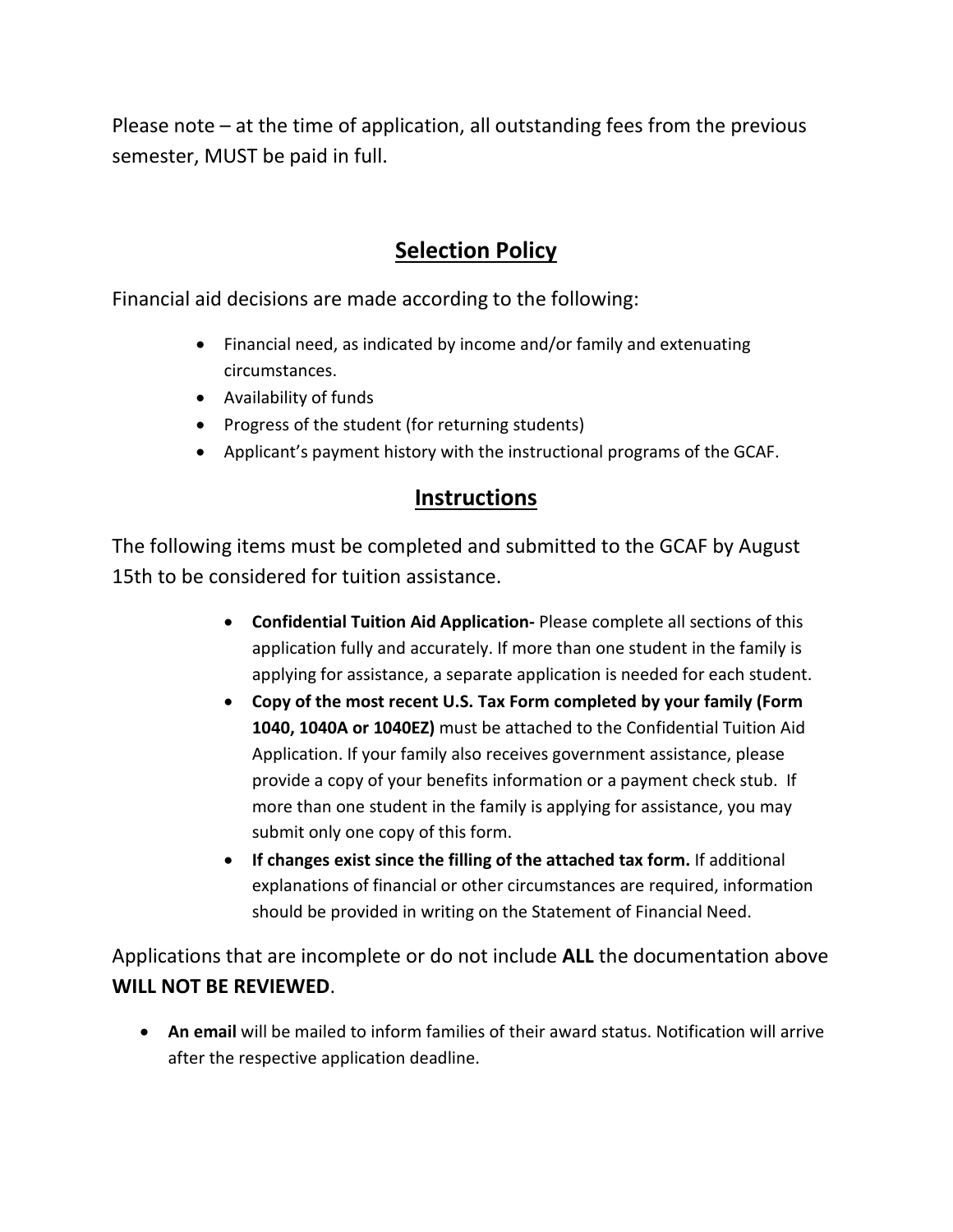Please note – at the time of application, all outstanding fees from the previous semester, MUST be paid in full.

## Selection Policy

Financial aid decisions are made according to the following:

- Financial need, as indicated by income and/or family and extenuating circumstances.
- Availability of funds
- Progress of the student (for returning students)
- Applicant's payment history with the instructional programs of the GCAF.

## Instructions

The following items must be completed and submitted to the GCAF by August 15th to be considered for tuition assistance.

- **Confidential Tuition Aid Application-** Please complete all sections of this application fully and accurately. If more than one student in the family is applying for assistance, a separate application is needed for each student.
- **Copy of the most recent U.S. Tax Form completed by your family (Form 1040, 1040A or 1040EZ)** must be attached to the Confidential Tuition Aid Application. If your family also receives government assistance, please provide a copy of your benefits information or a payment check stub. If more than one student in the family is applying for assistance, you may submit only one copy of this form.
- **If changes exist since the filling of the attached tax form.** If additional explanations of financial or other circumstances are required, information should be provided in writing on the Statement of Financial Need.

Applications that are incomplete or do not include **ALL** the documentation above **WILL NOT BE REVIEWED**.

- **An email** will be mailed to inform families of their award status. Notification will arrive after the respective application deadline.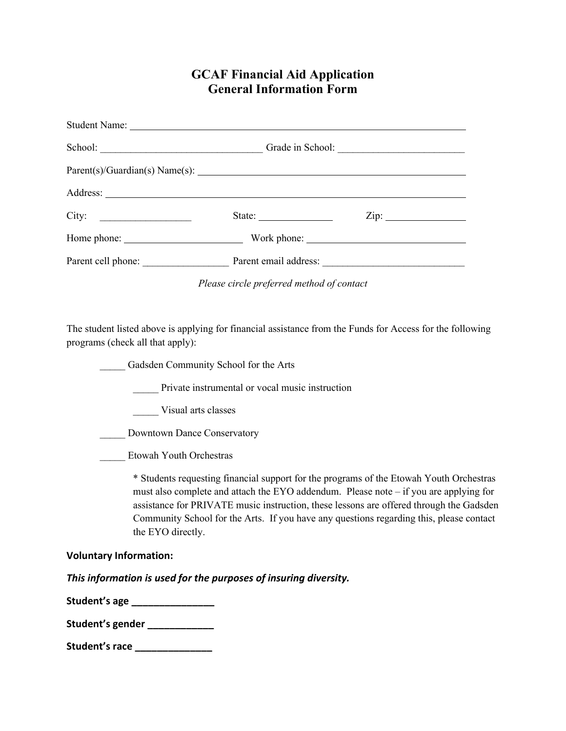# GCAF Financial Aid Application
## General Information Form

Student Name: ______________________________________________________________

School: _______________________________ Grade in School: ________________________

Parent(s)/Guardian(s) Name(s): ______________________________________________

Address: __________________________________________________________________

City: __________________ State: ______________ Zip: _______________

Home phone: _______________________ Work phone: ______________________________

Parent cell phone: ________________ Parent email address: ___________________________

*Please circle preferred method of contact*

The student listed above is applying for financial assistance from the Funds for Access for the following programs (check all that apply):

_____ Gadsden Community School for the Arts

_____ Private instrumental or vocal music instruction

_____ Visual arts classes

_____ Downtown Dance Conservatory

_____ Etowah Youth Orchestras

* Students requesting financial support for the programs of the Etowah Youth Orchestras must also complete and attach the EYO addendum. Please note – if you are applying for assistance for PRIVATE music instruction, these lessons are offered through the Gadsden Community School for the Arts. If you have any questions regarding this, please contact the EYO directly.

**Voluntary Information:**

***This information is used for the purposes of insuring diversity.***

**Student's age _______________**

**Student's gender ____________**

**Student's race ______________**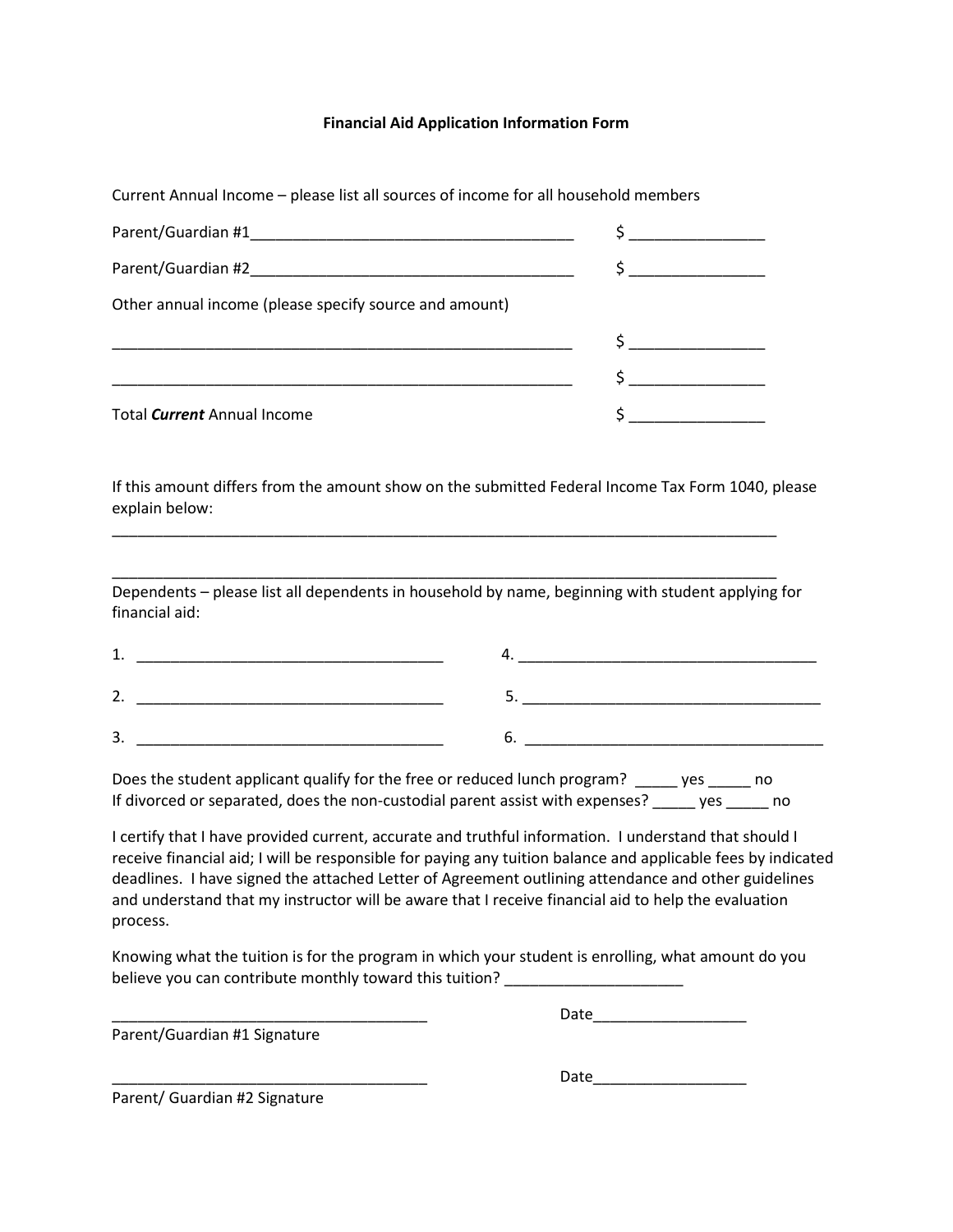**Financial Aid Application Information Form**

Current Annual Income – please list all sources of income for all household members

Parent/Guardian #1_______________________________________ $ ________________

Parent/Guardian #2_______________________________________ $ ________________

Other annual income (please specify source and amount)

________________________________________________________ $ ________________

________________________________________________________ $ ________________

Total ***Current*** Annual Income $ ________________

If this amount differs from the amount show on the submitted Federal Income Tax Form 1040, please explain below:

__________________________________________________________________________________

__________________________________________________________________________________

Dependents – please list all dependents in household by name, beginning with student applying for financial aid:

1. ____________________________________ 4. ____________________________________

2. ____________________________________ 5. ____________________________________

3. ____________________________________ 6. ____________________________________

Does the student applicant qualify for the free or reduced lunch program? _____ yes _____ no
If divorced or separated, does the non-custodial parent assist with expenses? _____ yes _____ no

I certify that I have provided current, accurate and truthful information. I understand that should I receive financial aid; I will be responsible for paying any tuition balance and applicable fees by indicated deadlines. I have signed the attached Letter of Agreement outlining attendance and other guidelines and understand that my instructor will be aware that I receive financial aid to help the evaluation process.

Knowing what the tuition is for the program in which your student is enrolling, what amount do you believe you can contribute monthly toward this tuition? _____________________

______________________________________ Date__________________
Parent/Guardian #1 Signature

______________________________________ Date__________________
Parent/ Guardian #2 Signature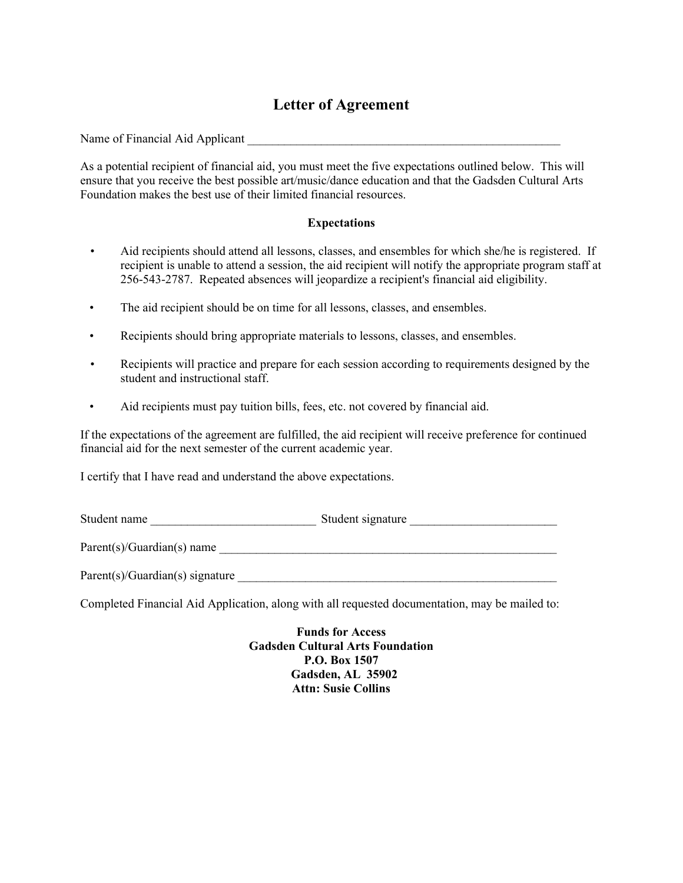# Letter of Agreement

Name of Financial Aid Applicant ______________________________________________________

As a potential recipient of financial aid, you must meet the five expectations outlined below. This will ensure that you receive the best possible art/music/dance education and that the Gadsden Cultural Arts Foundation makes the best use of their limited financial resources.

**Expectations**

- Aid recipients should attend all lessons, classes, and ensembles for which she/he is registered. If recipient is unable to attend a session, the aid recipient will notify the appropriate program staff at 256-543-2787. Repeated absences will jeopardize a recipient's financial aid eligibility.
- The aid recipient should be on time for all lessons, classes, and ensembles.
- Recipients should bring appropriate materials to lessons, classes, and ensembles.
- Recipients will practice and prepare for each session according to requirements designed by the student and instructional staff.
- Aid recipients must pay tuition bills, fees, etc. not covered by financial aid.

If the expectations of the agreement are fulfilled, the aid recipient will receive preference for continued financial aid for the next semester of the current academic year.

I certify that I have read and understand the above expectations.

Student name ___________________________ Student signature ________________________

Parent(s)/Guardian(s) name __________________________________________________________

Parent(s)/Guardian(s) signature ______________________________________________________

Completed Financial Aid Application, along with all requested documentation, may be mailed to:

**Funds for Access**
**Gadsden Cultural Arts Foundation**
**P.O. Box 1507**
**Gadsden, AL 35902**
**Attn: Susie Collins**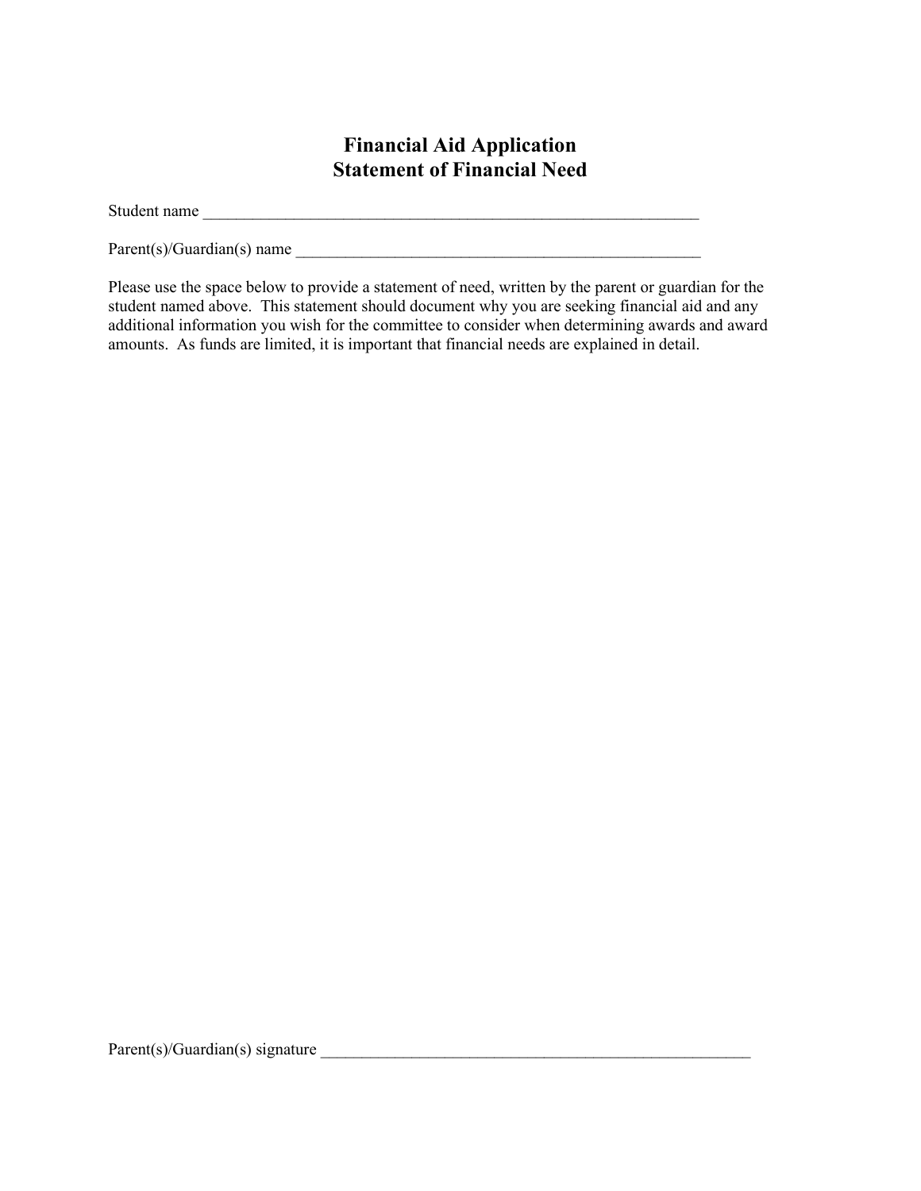# Financial Aid Application
## Statement of Financial Need

Student name ________________________________________________________________

Parent(s)/Guardian(s) name ____________________________________________________

Please use the space below to provide a statement of need, written by the parent or guardian for the student named above. This statement should document why you are seeking financial aid and any additional information you wish for the committee to consider when determining awards and award amounts. As funds are limited, it is important that financial needs are explained in detail.

Parent(s)/Guardian(s) signature __________________________________________________________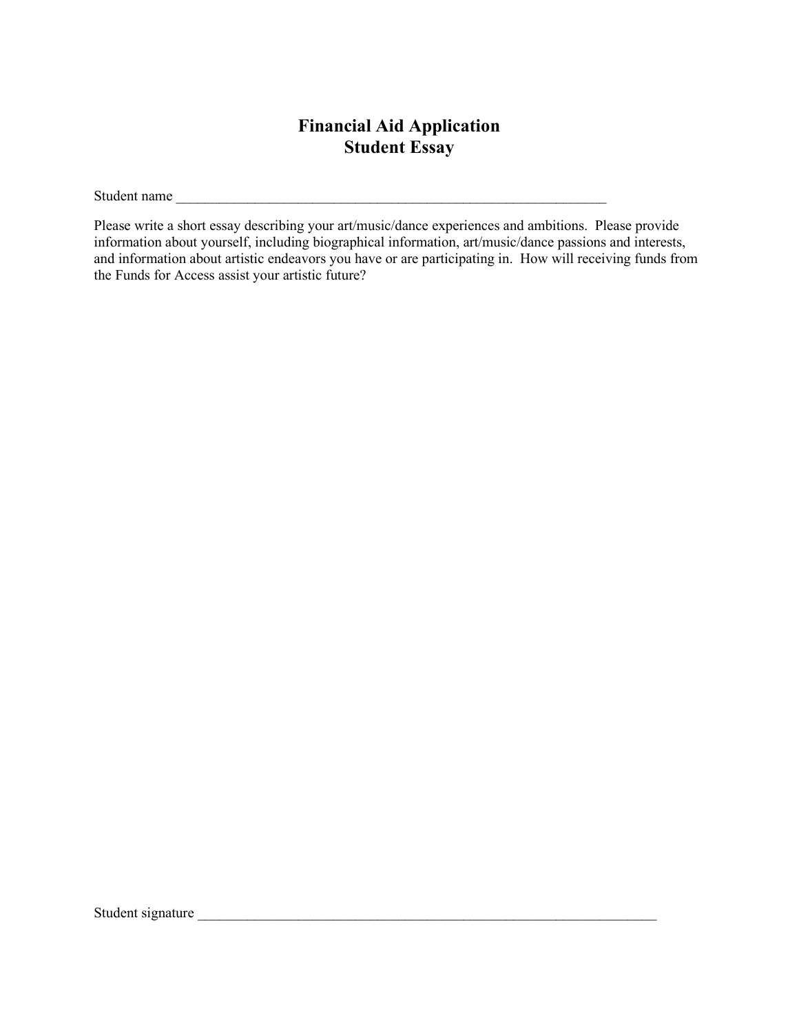# Financial Aid Application
## Student Essay

Student name ______________________________________________________________

Please write a short essay describing your art/music/dance experiences and ambitions. Please provide information about yourself, including biographical information, art/music/dance passions and interests, and information about artistic endeavors you have or are participating in. How will receiving funds from the Funds for Access assist your artistic future?

Student signature ___________________________________________________________________